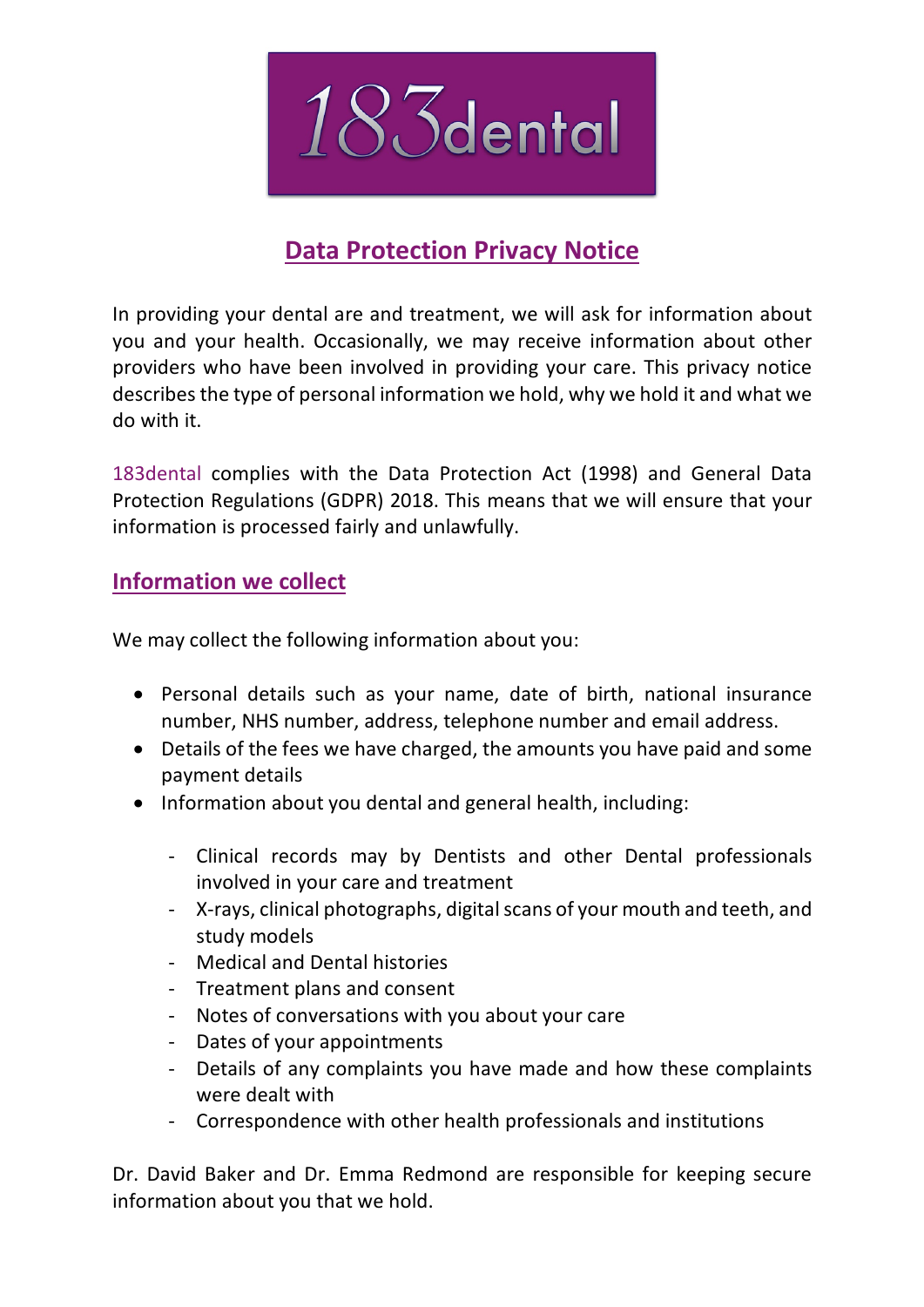183dental

# Data Protection Privacy Notice

In providing your dental are and treatment, we will ask for information about you and your health. Occasionally, we may receive information about other providers who have been involved in providing your care. This privacy notice describes the type of personal information we hold, why we hold it and what we do with it.

183dental complies with the Data Protection Act (1998) and General Data Protection Regulations (GDPR) 2018. This means that we will ensure that your information is processed fairly and unlawfully.

## Information we collect

We may collect the following information about you:

- Personal details such as your name, date of birth, national insurance number, NHS number, address, telephone number and email address.
- Details of the fees we have charged, the amounts you have paid and some payment details
- Information about you dental and general health, including:
  - Clinical records may by Dentists and other Dental professionals involved in your care and treatment
  - X-rays, clinical photographs, digital scans of your mouth and teeth, and study models
  - Medical and Dental histories
  - Treatment plans and consent
  - Notes of conversations with you about your care
  - Dates of your appointments
  - Details of any complaints you have made and how these complaints were dealt with
  - Correspondence with other health professionals and institutions

Dr. David Baker and Dr. Emma Redmond are responsible for keeping secure information about you that we hold.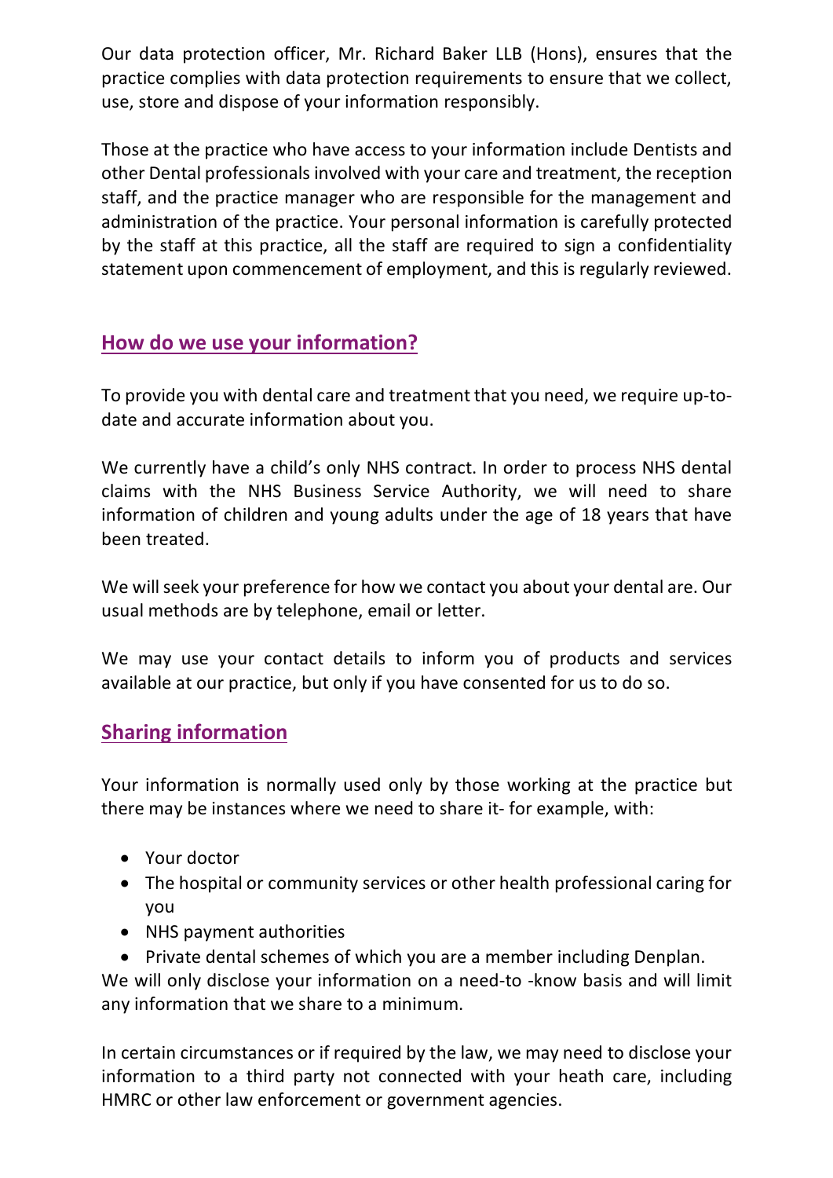Our data protection officer, Mr. Richard Baker LLB (Hons), ensures that the practice complies with data protection requirements to ensure that we collect, use, store and dispose of your information responsibly.

Those at the practice who have access to your information include Dentists and other Dental professionals involved with your care and treatment, the reception staff, and the practice manager who are responsible for the management and administration of the practice. Your personal information is carefully protected by the staff at this practice, all the staff are required to sign a confidentiality statement upon commencement of employment, and this is regularly reviewed.

## How do we use your information?

To provide you with dental care and treatment that you need, we require up-to-date and accurate information about you.

We currently have a child's only NHS contract. In order to process NHS dental claims with the NHS Business Service Authority, we will need to share information of children and young adults under the age of 18 years that have been treated.

We will seek your preference for how we contact you about your dental are. Our usual methods are by telephone, email or letter.

We may use your contact details to inform you of products and services available at our practice, but only if you have consented for us to do so.

## Sharing information

Your information is normally used only by those working at the practice but there may be instances where we need to share it- for example, with:

- Your doctor
- The hospital or community services or other health professional caring for you
- NHS payment authorities
- Private dental schemes of which you are a member including Denplan.

We will only disclose your information on a need-to -know basis and will limit any information that we share to a minimum.

In certain circumstances or if required by the law, we may need to disclose your information to a third party not connected with your heath care, including HMRC or other law enforcement or government agencies.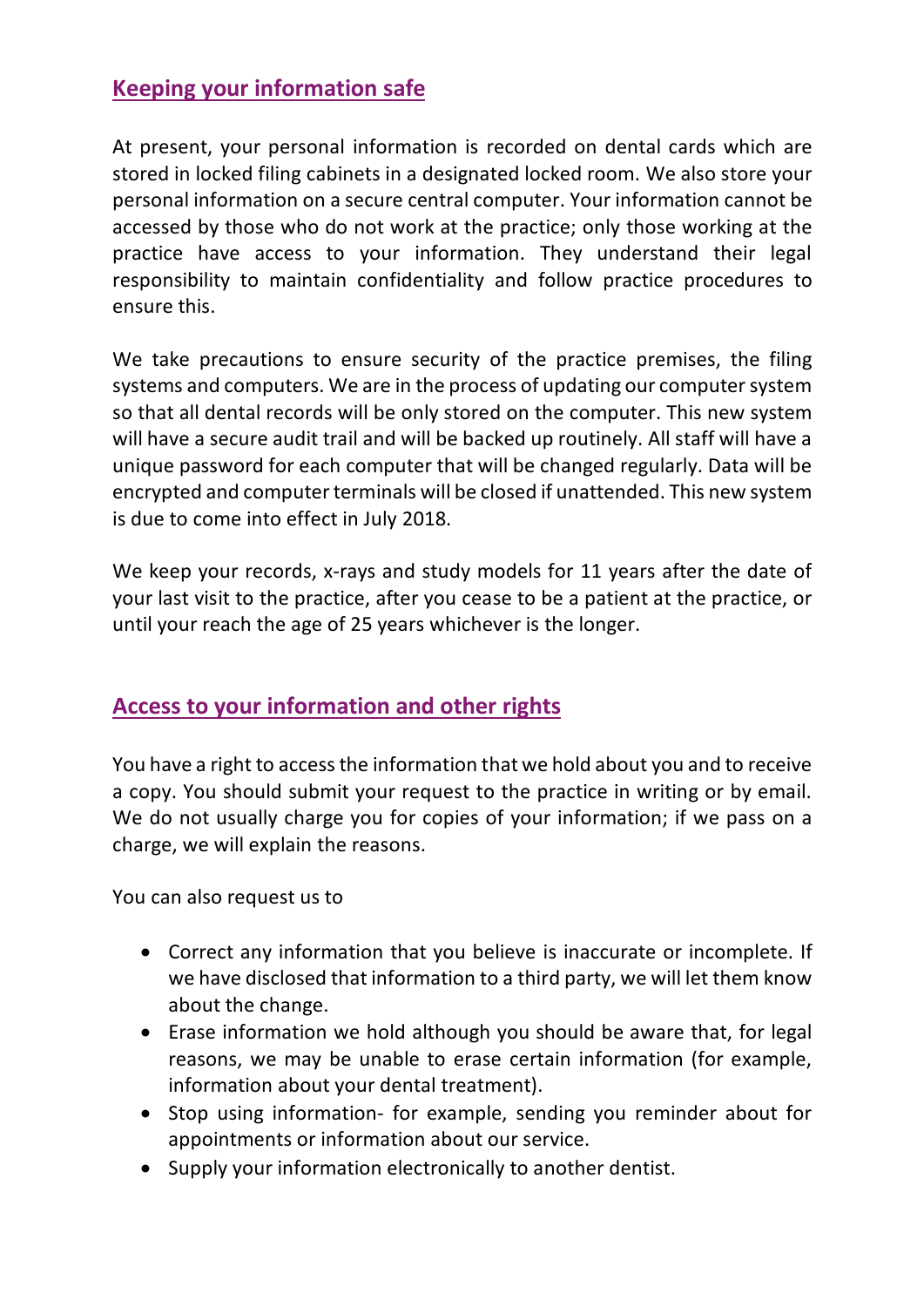## Keeping your information safe

At present, your personal information is recorded on dental cards which are stored in locked filing cabinets in a designated locked room. We also store your personal information on a secure central computer. Your information cannot be accessed by those who do not work at the practice; only those working at the practice have access to your information. They understand their legal responsibility to maintain confidentiality and follow practice procedures to ensure this.

We take precautions to ensure security of the practice premises, the filing systems and computers. We are in the process of updating our computer system so that all dental records will be only stored on the computer. This new system will have a secure audit trail and will be backed up routinely. All staff will have a unique password for each computer that will be changed regularly. Data will be encrypted and computer terminals will be closed if unattended. This new system is due to come into effect in July 2018.

We keep your records, x-rays and study models for 11 years after the date of your last visit to the practice, after you cease to be a patient at the practice, or until your reach the age of 25 years whichever is the longer.

## Access to your information and other rights

You have a right to access the information that we hold about you and to receive a copy. You should submit your request to the practice in writing or by email. We do not usually charge you for copies of your information; if we pass on a charge, we will explain the reasons.

You can also request us to

- Correct any information that you believe is inaccurate or incomplete. If we have disclosed that information to a third party, we will let them know about the change.
- Erase information we hold although you should be aware that, for legal reasons, we may be unable to erase certain information (for example, information about your dental treatment).
- Stop using information- for example, sending you reminder about for appointments or information about our service.
- Supply your information electronically to another dentist.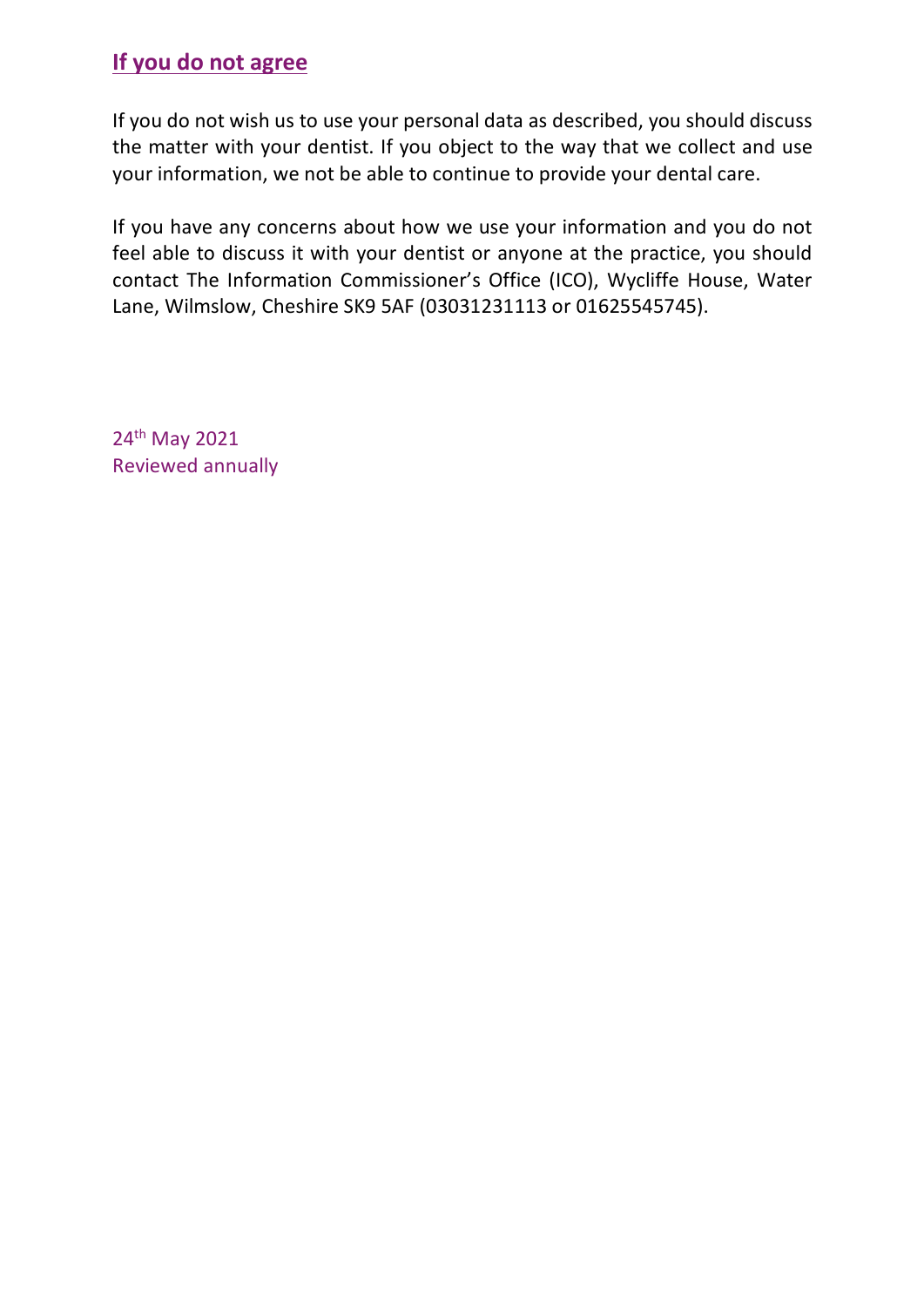## If you do not agree

If you do not wish us to use your personal data as described, you should discuss the matter with your dentist. If you object to the way that we collect and use your information, we not be able to continue to provide your dental care.

If you have any concerns about how we use your information and you do not feel able to discuss it with your dentist or anyone at the practice, you should contact The Information Commissioner's Office (ICO), Wycliffe House, Water Lane, Wilmslow, Cheshire SK9 5AF (03031231113 or 01625545745).

24th May 2021
Reviewed annually